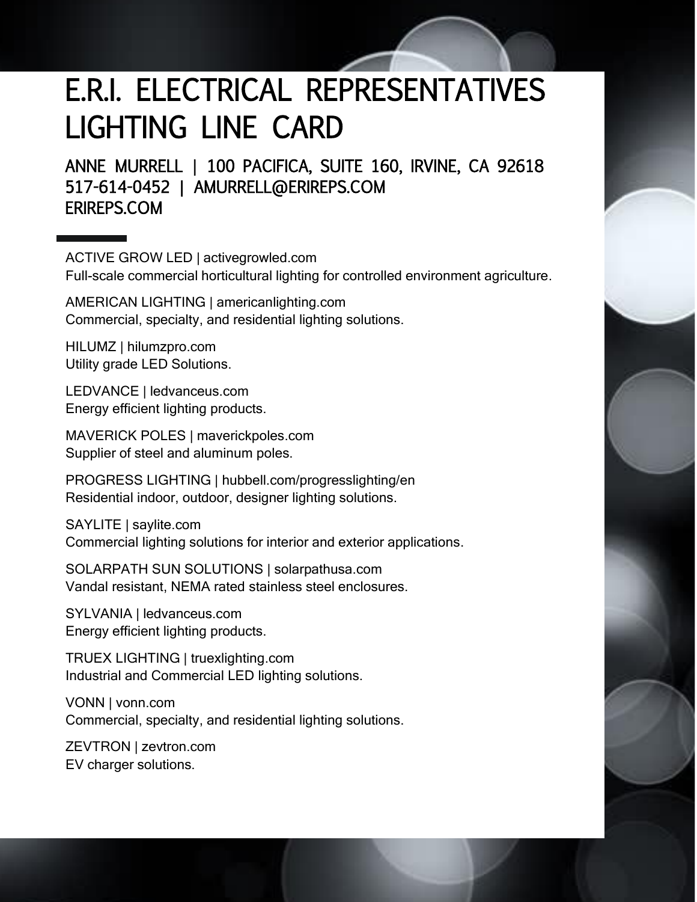# E.R.I. ELECTRICAL REPRESENTATIVES LIGHTING LINE CARD

## ANNE MURRELL | 100 PACIFICA, SUITE 160, IRVINE, CA 92618
## 517-614-0452 | AMURRELL@ERIREPS.COM
## ERIREPS.COM

ACTIVE GROW LED | activegrowled.com
Full-scale commercial horticultural lighting for controlled environment agriculture.

AMERICAN LIGHTING | americanlighting.com
Commercial, specialty, and residential lighting solutions.

HILUMZ | hilumzpro.com
Utility grade LED Solutions.

LEDVANCE | ledvanceus.com
Energy efficient lighting products.

MAVERICK POLES | maverickpoles.com
Supplier of steel and aluminum poles.

PROGRESS LIGHTING | hubbell.com/progresslighting/en
Residential indoor, outdoor, designer lighting solutions.

SAYLITE | saylite.com
Commercial lighting solutions for interior and exterior applications.

SOLARPATH SUN SOLUTIONS | solarpathusa.com
Vandal resistant, NEMA rated stainless steel enclosures.

SYLVANIA | ledvanceus.com
Energy efficient lighting products.

TRUEX LIGHTING | truexlighting.com
Industrial and Commercial LED lighting solutions.

VONN | vonn.com
Commercial, specialty, and residential lighting solutions.

ZEVTRON | zevtron.com
EV charger solutions.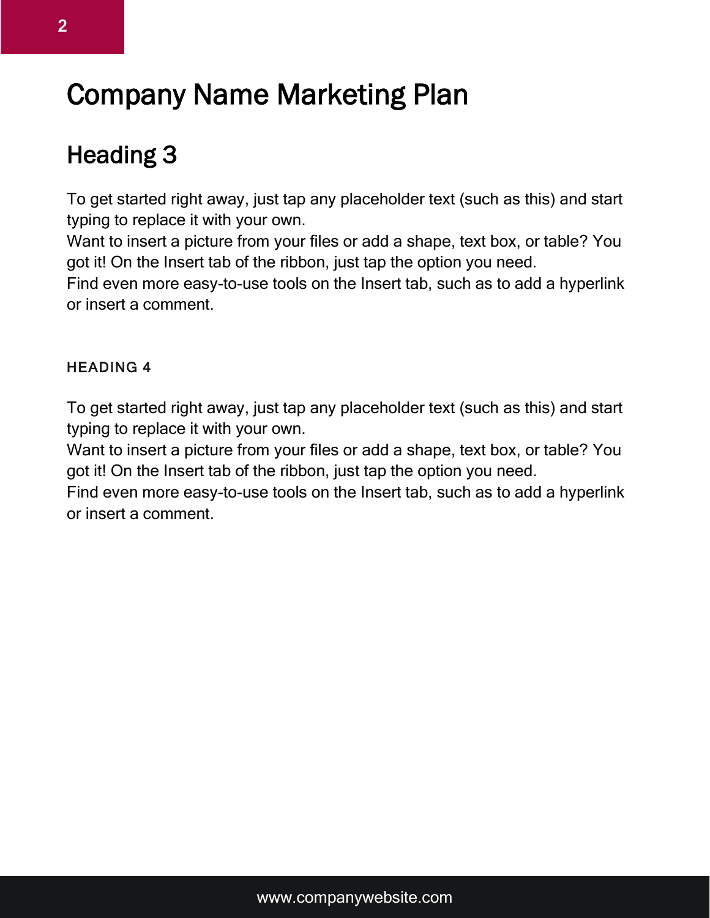# Company Name Marketing Plan

## Heading 3

To get started right away, just tap any placeholder text (such as this) and start typing to replace it with your own.
Want to insert a picture from your files or add a shape, text box, or table? You got it! On the Insert tab of the ribbon, just tap the option you need.
Find even more easy-to-use tools on the Insert tab, such as to add a hyperlink or insert a comment.

### HEADING 4

To get started right away, just tap any placeholder text (such as this) and start typing to replace it with your own.
Want to insert a picture from your files or add a shape, text box, or table? You got it! On the Insert tab of the ribbon, just tap the option you need.
Find even more easy-to-use tools on the Insert tab, such as to add a hyperlink or insert a comment.